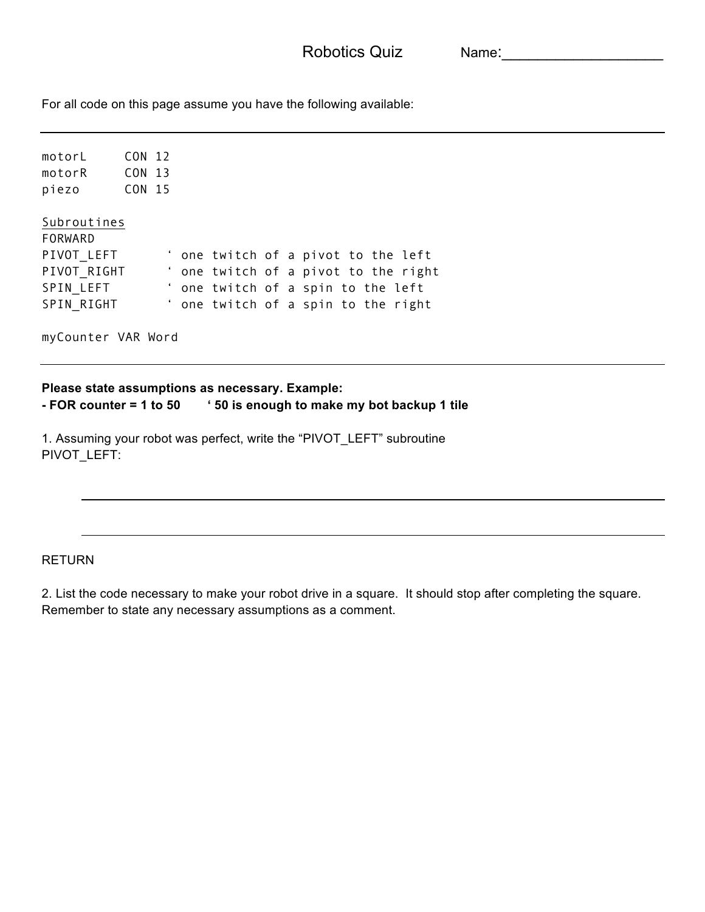# Robotics Quiz

Name:____________________

For all code on this page assume you have the following available:

---

```
motorL     CON 12
motorR     CON 13
piezo      CON 15

Subroutines
FORWARD
PIVOT_LEFT      ‘ one twitch of a pivot to the left
PIVOT_RIGHT     ‘ one twitch of a pivot to the right
SPIN_LEFT       ‘ one twitch of a spin to the left
SPIN_RIGHT      ‘ one twitch of a spin to the right

myCounter VAR Word
```

---

**Please state assumptions as necessary. Example:**
**- FOR counter = 1 to 50 ‘ 50 is enough to make my bot backup 1 tile**

1. Assuming your robot was perfect, write the “PIVOT_LEFT” subroutine

PIVOT_LEFT:

________________________________________________________________________

________________________________________________________________________

RETURN

2. List the code necessary to make your robot drive in a square. It should stop after completing the square. Remember to state any necessary assumptions as a comment.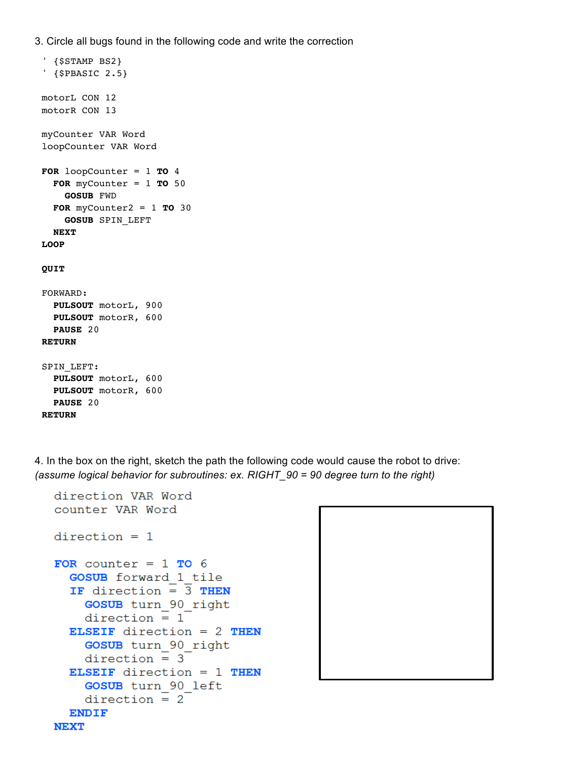3. Circle all bugs found in the following code and write the correction

```
' {$STAMP BS2}
' {$PBASIC 2.5}

motorL CON 12
motorR CON 13

myCounter VAR Word
loopCounter VAR Word

FOR loopCounter = 1 TO 4
  FOR myCounter = 1 TO 50
    GOSUB FWD
  FOR myCounter2 = 1 TO 30
    GOSUB SPIN_LEFT
  NEXT
LOOP

QUIT

FORWARD:
  PULSOUT motorL, 900
  PULSOUT motorR, 600
  PAUSE 20
RETURN

SPIN_LEFT:
  PULSOUT motorL, 600
  PULSOUT motorR, 600
  PAUSE 20
RETURN
```

4. In the box on the right, sketch the path the following code would cause the robot to drive:
*(assume logical behavior for subroutines: ex. RIGHT_90 = 90 degree turn to the right)*

```
direction VAR Word
counter VAR Word

direction = 1

FOR counter = 1 TO 6
  GOSUB forward_1_tile
  IF direction = 3 THEN
    GOSUB turn_90_right
    direction = 1
  ELSEIF direction = 2 THEN
    GOSUB turn_90_right
    direction = 3
  ELSEIF direction = 1 THEN
    GOSUB turn_90_left
    direction = 2
  ENDIF
NEXT
```